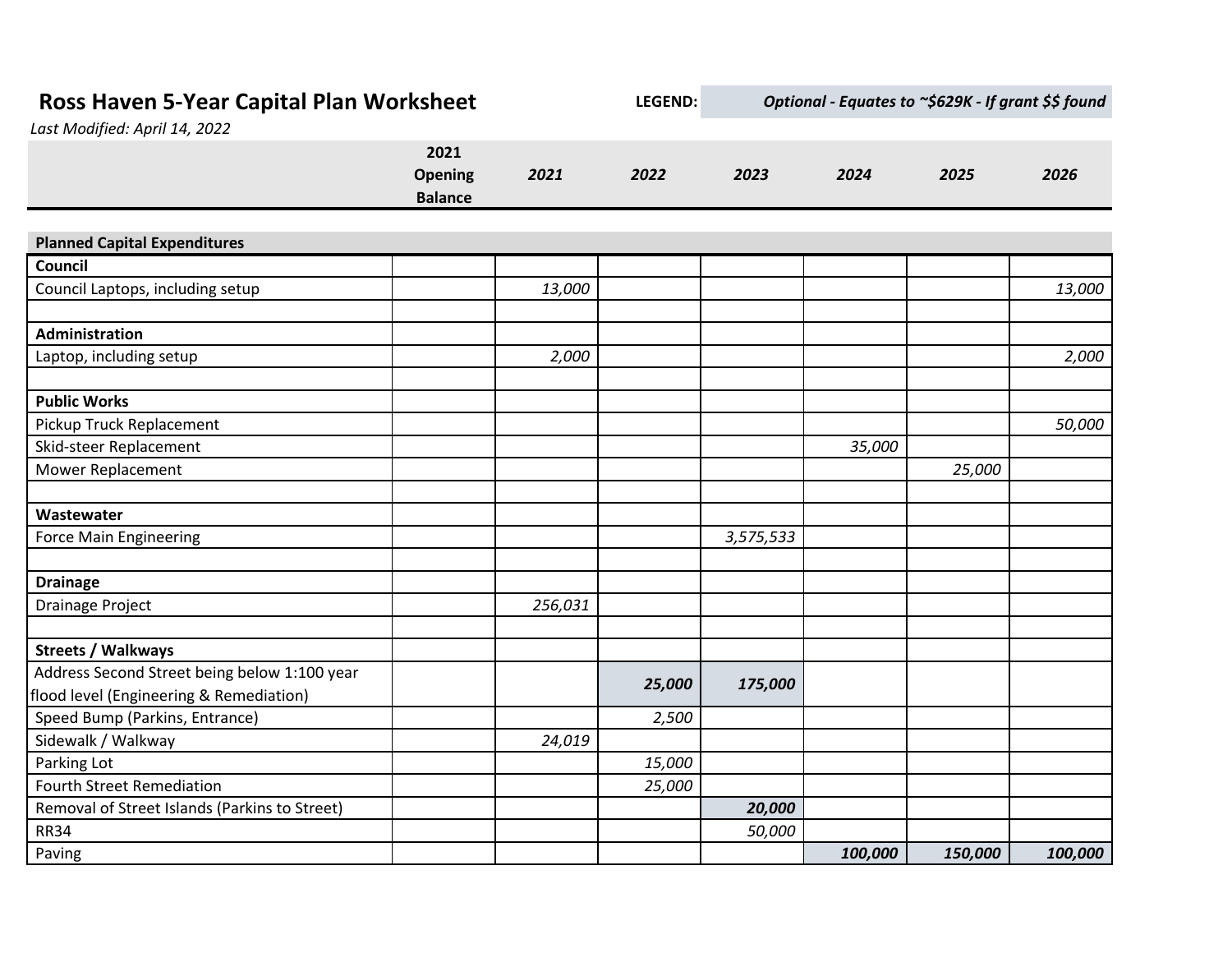# Ross Haven 5-Year Capital Plan Worksheet

*Last Modified: April 14, 2022*

**LEGEND:** ***Optional - Equates to ~$629K - If grant $$ found***

| | 2021 Opening Balance | 2021 | 2022 | 2023 | 2024 | 2025 | 2026 |
|---|---|---|---|---|---|---|---|
| **Planned Capital Expenditures** | | | | | | | |
| **Council** | | | | | | | |
| Council Laptops, including setup | | 13,000 | | | | | 13,000 |
| | | | | | | | |
| **Administration** | | | | | | | |
| Laptop, including setup | | 2,000 | | | | | 2,000 |
| | | | | | | | |
| **Public Works** | | | | | | | |
| Pickup Truck Replacement | | | | | | | 50,000 |
| Skid-steer Replacement | | | | | 35,000 | | |
| Mower Replacement | | | | | | 25,000 | |
| | | | | | | | |
| **Wastewater** | | | | | | | |
| Force Main Engineering | | | | 3,575,533 | | | |
| | | | | | | | |
| **Drainage** | | | | | | | |
| Drainage Project | | 256,031 | | | | | |
| | | | | | | | |
| **Streets / Walkways** | | | | | | | |
| Address Second Street being below 1:100 year flood level (Engineering & Remediation) | | | **25,000** | **175,000** | | | |
| Speed Bump (Parkins, Entrance) | | | 2,500 | | | | |
| Sidewalk / Walkway | | 24,019 | | | | | |
| Parking Lot | | | 15,000 | | | | |
| Fourth Street Remediation | | | 25,000 | | | | |
| Removal of Street Islands (Parkins to Street) | | | | **20,000** | | | |
| RR34 | | | | 50,000 | | | |
| Paving | | | | | **100,000** | **150,000** | **100,000** |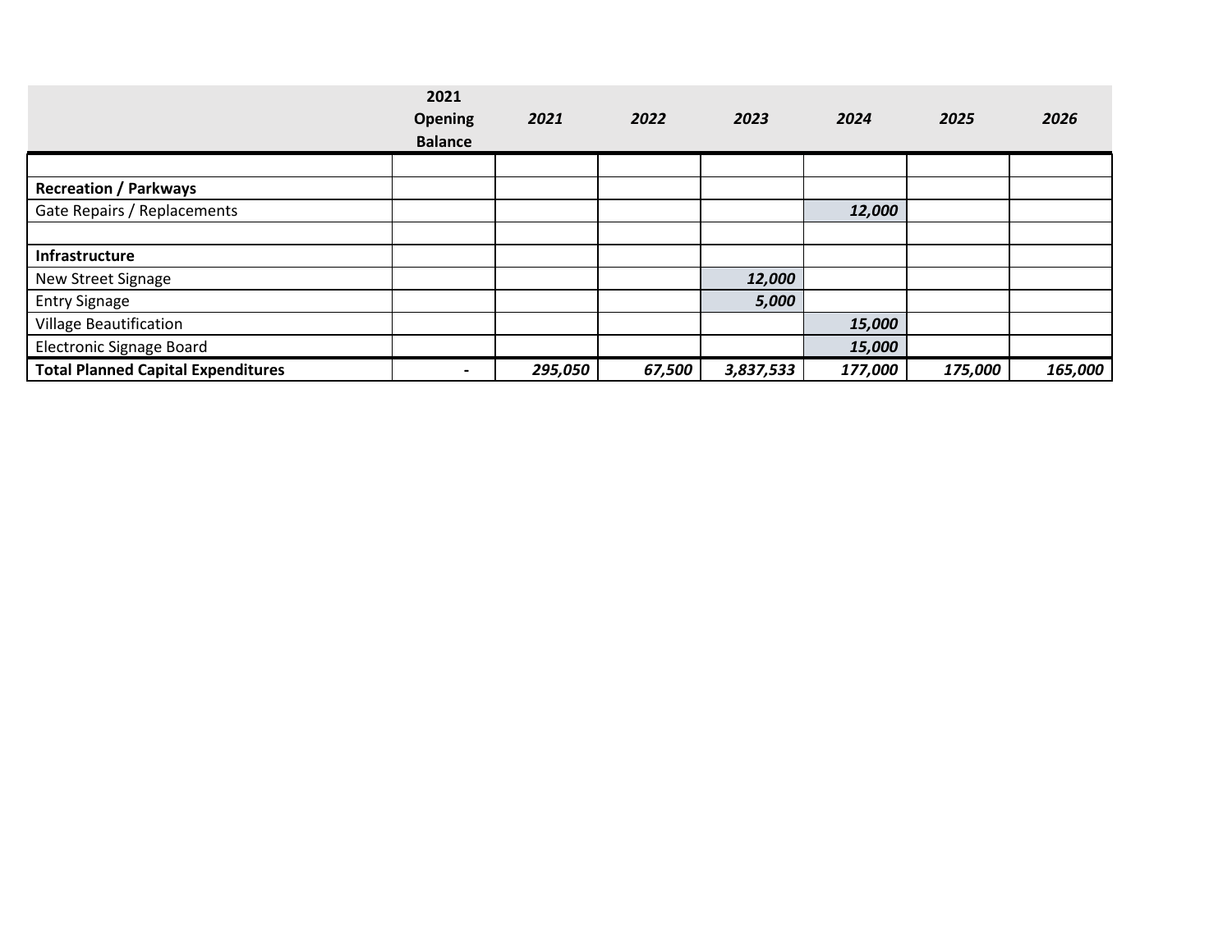| | 2021 Opening Balance | *2021* | *2022* | *2023* | *2024* | *2025* | *2026* |
|---|---|---|---|---|---|---|---|
| | | | | | | | |
| **Recreation / Parkways** | | | | | | | |
| Gate Repairs / Replacements | | | | | *12,000* | | |
| | | | | | | | |
| **Infrastructure** | | | | | | | |
| New Street Signage | | | | *12,000* | | | |
| Entry Signage | | | | *5,000* | | | |
| Village Beautification | | | | | *15,000* | | |
| Electronic Signage Board | | | | | *15,000* | | |
| **Total Planned Capital Expenditures** | - | ***295,050*** | ***67,500*** | ***3,837,533*** | ***177,000*** | ***175,000*** | ***165,000*** |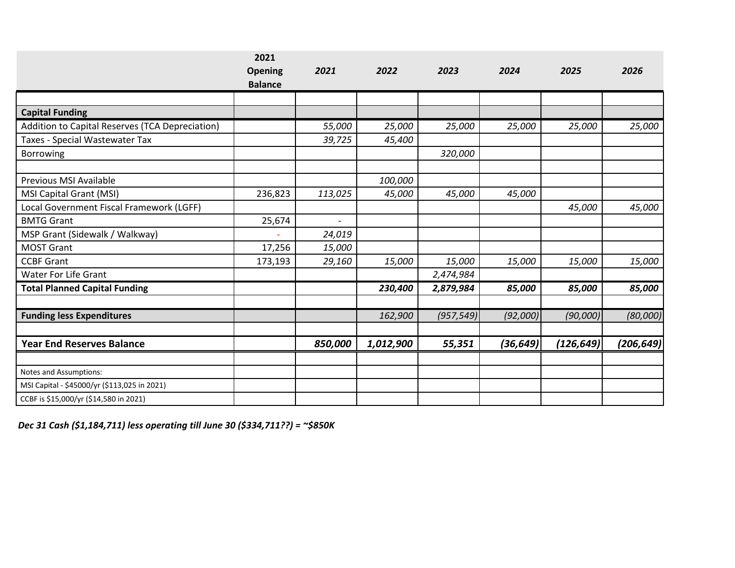| | 2021 Opening Balance | 2021 | 2022 | 2023 | 2024 | 2025 | 2026 |
|---|---|---|---|---|---|---|---|
| | | | | | | | |
| **Capital Funding** | | | | | | | |
| Addition to Capital Reserves (TCA Depreciation) | | *55,000* | *25,000* | *25,000* | *25,000* | *25,000* | *25,000* |
| Taxes - Special Wastewater Tax | | *39,725* | *45,400* | | | | |
| Borrowing | | | | *320,000* | | | |
| | | | | | | | |
| Previous MSI Available | | | *100,000* | | | | |
| MSI Capital Grant (MSI) | 236,823 | *113,025* | *45,000* | *45,000* | *45,000* | | |
| Local Government Fiscal Framework (LGFF) | | | | | | *45,000* | *45,000* |
| BMTG Grant | 25,674 | - | | | | | |
| MSP Grant (Sidewalk / Walkway) | - | *24,019* | | | | | |
| MOST Grant | 17,256 | *15,000* | | | | | |
| CCBF Grant | 173,193 | *29,160* | *15,000* | *15,000* | *15,000* | *15,000* | *15,000* |
| Water For Life Grant | | | | *2,474,984* | | | |
| **Total Planned Capital Funding** | | | ***230,400*** | ***2,879,984*** | ***85,000*** | ***85,000*** | ***85,000*** |
| | | | | | | | |
| **Funding less Expenditures** | | | *162,900* | *(957,549)* | *(92,000)* | *(90,000)* | *(80,000)* |
| | | | | | | | |
| **Year End Reserves Balance** | | ***850,000*** | ***1,012,900*** | ***55,351*** | ***(36,649)*** | ***(126,649)*** | ***(206,649)*** |
| | | | | | | | |
| Notes and Assumptions: | | | | | | | |
| MSI Capital - $45000/yr ($113,025 in 2021) | | | | | | | |
| CCBF is $15,000/yr ($14,580 in 2021) | | | | | | | |

***Dec 31 Cash ($1,184,711) less operating till June 30 ($334,711??) = ~$850K***